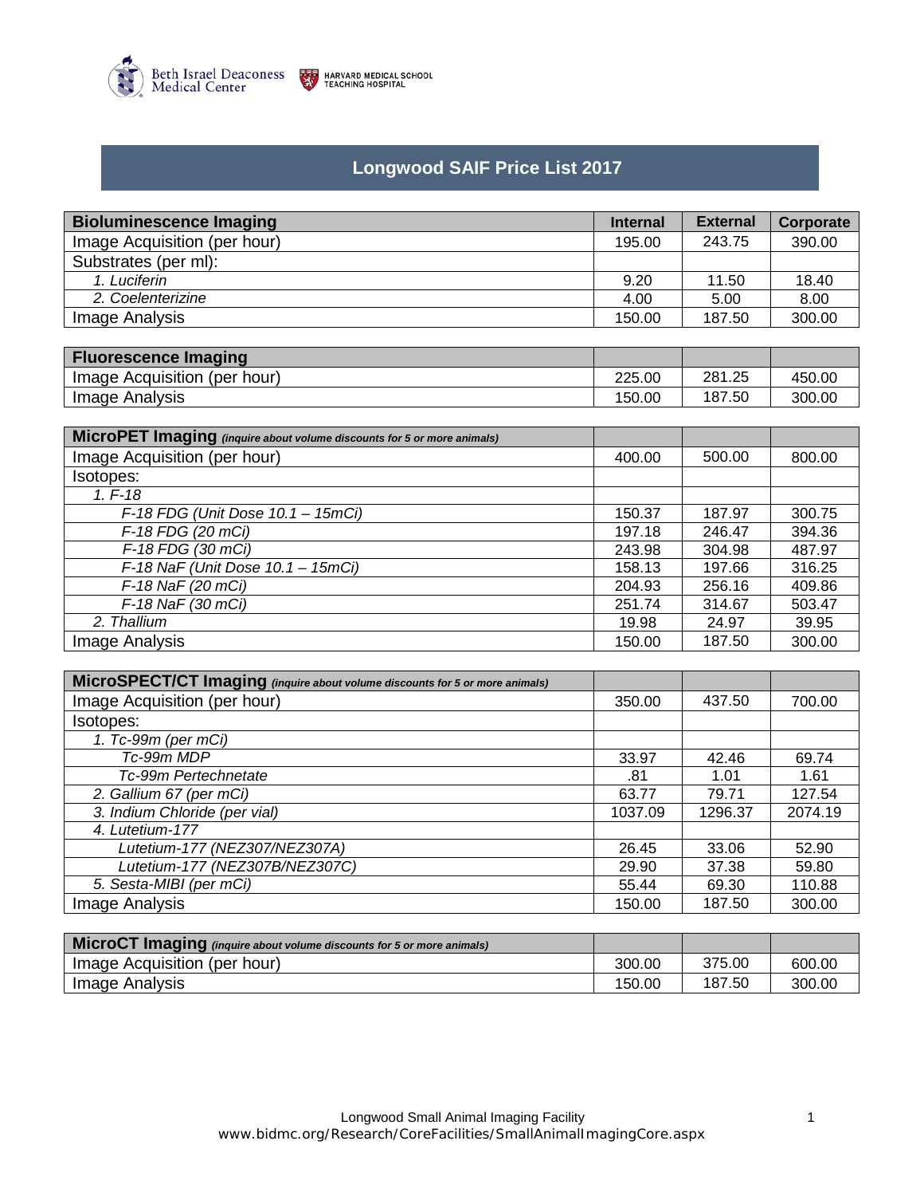# Longwood SAIF Price List 2017

| Bioluminescence Imaging | Internal | External | Corporate |
|---|---|---|---|
| Image Acquisition (per hour) | 195.00 | 243.75 | 390.00 |
| Substrates (per ml): | | | |
| *1. Luciferin* | 9.20 | 11.50 | 18.40 |
| *2. Coelenterizine* | 4.00 | 5.00 | 8.00 |
| Image Analysis | 150.00 | 187.50 | 300.00 |

| Fluorescence Imaging | | | |
|---|---|---|---|
| Image Acquisition (per hour) | 225.00 | 281.25 | 450.00 |
| Image Analysis | 150.00 | 187.50 | 300.00 |

| MicroPET Imaging *(inquire about volume discounts for 5 or more animals)* | | | |
|---|---|---|---|
| Image Acquisition (per hour) | 400.00 | 500.00 | 800.00 |
| Isotopes: | | | |
| *1. F-18* | | | |
| *F-18 FDG (Unit Dose 10.1 – 15mCi)* | 150.37 | 187.97 | 300.75 |
| *F-18 FDG (20 mCi)* | 197.18 | 246.47 | 394.36 |
| *F-18 FDG (30 mCi)* | 243.98 | 304.98 | 487.97 |
| *F-18 NaF (Unit Dose 10.1 – 15mCi)* | 158.13 | 197.66 | 316.25 |
| *F-18 NaF (20 mCi)* | 204.93 | 256.16 | 409.86 |
| *F-18 NaF (30 mCi)* | 251.74 | 314.67 | 503.47 |
| *2. Thallium* | 19.98 | 24.97 | 39.95 |
| Image Analysis | 150.00 | 187.50 | 300.00 |

| MicroSPECT/CT Imaging *(inquire about volume discounts for 5 or more animals)* | | | |
|---|---|---|---|
| Image Acquisition (per hour) | 350.00 | 437.50 | 700.00 |
| Isotopes: | | | |
| *1. Tc-99m (per mCi)* | | | |
| *Tc-99m MDP* | 33.97 | 42.46 | 69.74 |
| *Tc-99m Pertechnetate* | .81 | 1.01 | 1.61 |
| *2. Gallium 67 (per mCi)* | 63.77 | 79.71 | 127.54 |
| *3. Indium Chloride (per vial)* | 1037.09 | 1296.37 | 2074.19 |
| *4. Lutetium-177* | | | |
| *Lutetium-177 (NEZ307/NEZ307A)* | 26.45 | 33.06 | 52.90 |
| *Lutetium-177 (NEZ307B/NEZ307C)* | 29.90 | 37.38 | 59.80 |
| *5. Sesta-MIBI (per mCi)* | 55.44 | 69.30 | 110.88 |
| Image Analysis | 150.00 | 187.50 | 300.00 |

| MicroCT Imaging *(inquire about volume discounts for 5 or more animals)* | | | |
|---|---|---|---|
| Image Acquisition (per hour) | 300.00 | 375.00 | 600.00 |
| Image Analysis | 150.00 | 187.50 | 300.00 |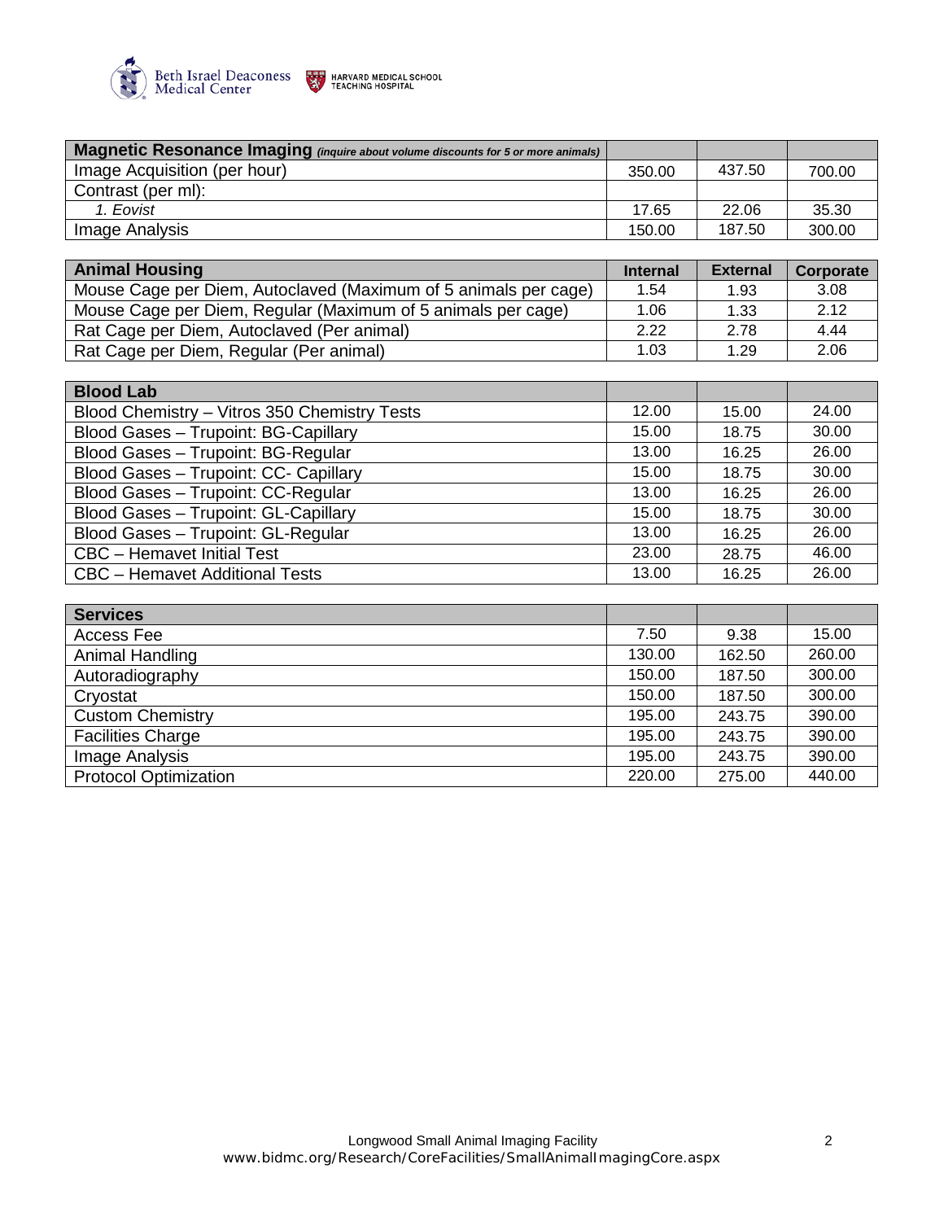| Magnetic Resonance Imaging *(inquire about volume discounts for 5 or more animals)* | | | |
|---|---|---|---|
| Image Acquisition (per hour) | 350.00 | 437.50 | 700.00 |
| Contrast (per ml): | | | |
| *1. Eovist* | 17.65 | 22.06 | 35.30 |
| Image Analysis | 150.00 | 187.50 | 300.00 |

| Animal Housing | Internal | External | Corporate |
|---|---|---|---|
| Mouse Cage per Diem, Autoclaved (Maximum of 5 animals per cage) | 1.54 | 1.93 | 3.08 |
| Mouse Cage per Diem, Regular (Maximum of 5 animals per cage) | 1.06 | 1.33 | 2.12 |
| Rat Cage per Diem, Autoclaved (Per animal) | 2.22 | 2.78 | 4.44 |
| Rat Cage per Diem, Regular (Per animal) | 1.03 | 1.29 | 2.06 |

| Blood Lab | | | |
|---|---|---|---|
| Blood Chemistry – Vitros 350 Chemistry Tests | 12.00 | 15.00 | 24.00 |
| Blood Gases – Trupoint: BG-Capillary | 15.00 | 18.75 | 30.00 |
| Blood Gases – Trupoint: BG-Regular | 13.00 | 16.25 | 26.00 |
| Blood Gases – Trupoint: CC- Capillary | 15.00 | 18.75 | 30.00 |
| Blood Gases – Trupoint: CC-Regular | 13.00 | 16.25 | 26.00 |
| Blood Gases – Trupoint: GL-Capillary | 15.00 | 18.75 | 30.00 |
| Blood Gases – Trupoint: GL-Regular | 13.00 | 16.25 | 26.00 |
| CBC – Hemavet Initial Test | 23.00 | 28.75 | 46.00 |
| CBC – Hemavet Additional Tests | 13.00 | 16.25 | 26.00 |

| Services | | | |
|---|---|---|---|
| Access Fee | 7.50 | 9.38 | 15.00 |
| Animal Handling | 130.00 | 162.50 | 260.00 |
| Autoradiography | 150.00 | 187.50 | 300.00 |
| Cryostat | 150.00 | 187.50 | 300.00 |
| Custom Chemistry | 195.00 | 243.75 | 390.00 |
| Facilities Charge | 195.00 | 243.75 | 390.00 |
| Image Analysis | 195.00 | 243.75 | 390.00 |
| Protocol Optimization | 220.00 | 275.00 | 440.00 |